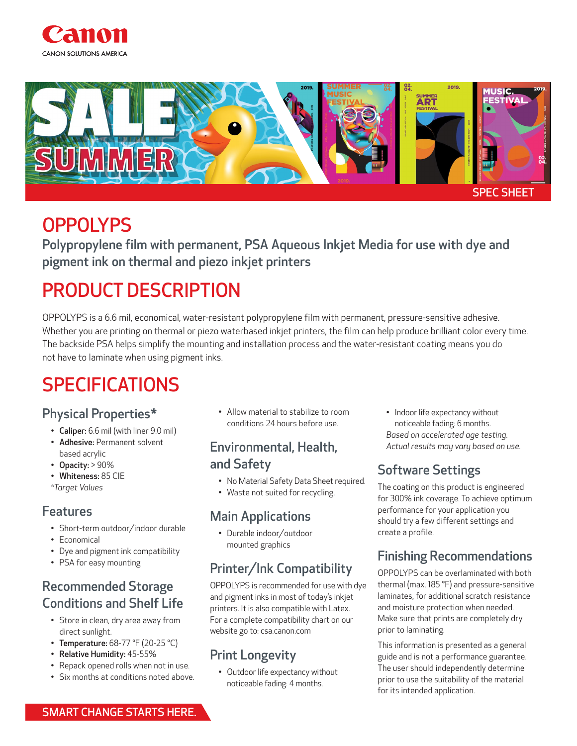Canon

CANON SOLUTIONS AMERICA

SPEC SHEET

# OPPOLYPS

Polypropylene film with permanent, PSA Aqueous Inkjet Media for use with dye and pigment ink on thermal and piezo inkjet printers

# PRODUCT DESCRIPTION

OPPOLYPS is a 6.6 mil, economical, water-resistant polypropylene film with permanent, pressure-sensitive adhesive. Whether you are printing on thermal or piezo waterbased inkjet printers, the film can help produce brilliant color every time. The backside PSA helps simplify the mounting and installation process and the water-resistant coating means you do not have to laminate when using pigment inks.

# SPECIFICATIONS

## Physical Properties*

- **Caliper:** 6.6 mil (with liner 9.0 mil)
- **Adhesive:** Permanent solvent based acrylic
- **Opacity:** > 90%
- **Whiteness:** 85 CIE

*Target Values*

## Features

- Short-term outdoor/indoor durable
- Economical
- Dye and pigment ink compatibility
- PSA for easy mounting

## Recommended Storage Conditions and Shelf Life

- Store in clean, dry area away from direct sunlight.
- **Temperature:** 68-77 °F (20-25 °C)
- **Relative Humidity:** 45-55%
- Repack opened rolls when not in use.
- Six months at conditions noted above.
- Allow material to stabilize to room conditions 24 hours before use.

## Environmental, Health, and Safety

- No Material Safety Data Sheet required.
- Waste not suited for recycling.

## Main Applications

- Durable indoor/outdoor mounted graphics

## Printer/Ink Compatibility

OPPOLYPS is recommended for use with dye and pigment inks in most of today's inkjet printers. It is also compatible with Latex. For a complete compatibility chart on our website go to: csa.canon.com

## Print Longevity

- Outdoor life expectancy without noticeable fading: 4 months.
- Indoor life expectancy without noticeable fading: 6 months.

*Based on accelerated age testing. Actual results may vary based on use.*

## Software Settings

The coating on this product is engineered for 300% ink coverage. To achieve optimum performance for your application you should try a few different settings and create a profile.

## Finishing Recommendations

OPPOLYPS can be overlaminated with both thermal (max. 185 °F) and pressure-sensitive laminates, for additional scratch resistance and moisture protection when needed. Make sure that prints are completely dry prior to laminating.

This information is presented as a general guide and is not a performance guarantee. The user should independently determine prior to use the suitability of the material for its intended application.

SMART CHANGE STARTS HERE.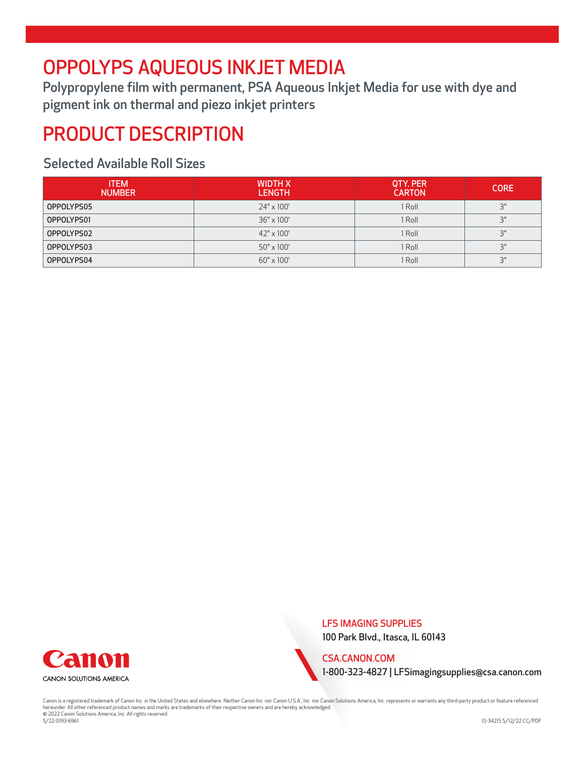# OPPOLYPS AQUEOUS INKJET MEDIA

Polypropylene film with permanent, PSA Aqueous Inkjet Media for use with dye and pigment ink on thermal and piezo inkjet printers

# PRODUCT DESCRIPTION

### Selected Available Roll Sizes

| ITEM NUMBER | WIDTH X LENGTH | QTY. PER CARTON | CORE |
|---|---|---|---|
| OPPOLYPS05 | 24″ x 100′ | 1 Roll | 3″ |
| OPPOLYPS01 | 36″ x 100′ | 1 Roll | 3″ |
| OPPOLYPS02 | 42″ x 100′ | 1 Roll | 3″ |
| OPPOLYPS03 | 50″ x 100′ | 1 Roll | 3″ |
| OPPOLYPS04 | 60″ x 100′ | 1 Roll | 3″ |

Canon

CANON SOLUTIONS AMERICA

LFS IMAGING SUPPLIES

100 Park Blvd., Itasca, IL 60143

CSA.CANON.COM

1-800-323-4827 | LFSimagingsupplies@csa.canon.com

Canon is a registered trademark of Canon Inc. in the United States and elsewhere. Neither Canon Inc. nor Canon U.S.A., Inc. nor Canon Solutions America, Inc. represents or warrants any third-party product or feature referenced hereunder. All other referenced product names and marks are trademarks of their respective owners and are hereby acknowledged.
© 2022 Canon Solutions America, Inc. All rights reserved.
5/22-0193-6961

IS-34215 5/12/22 CC/PDF